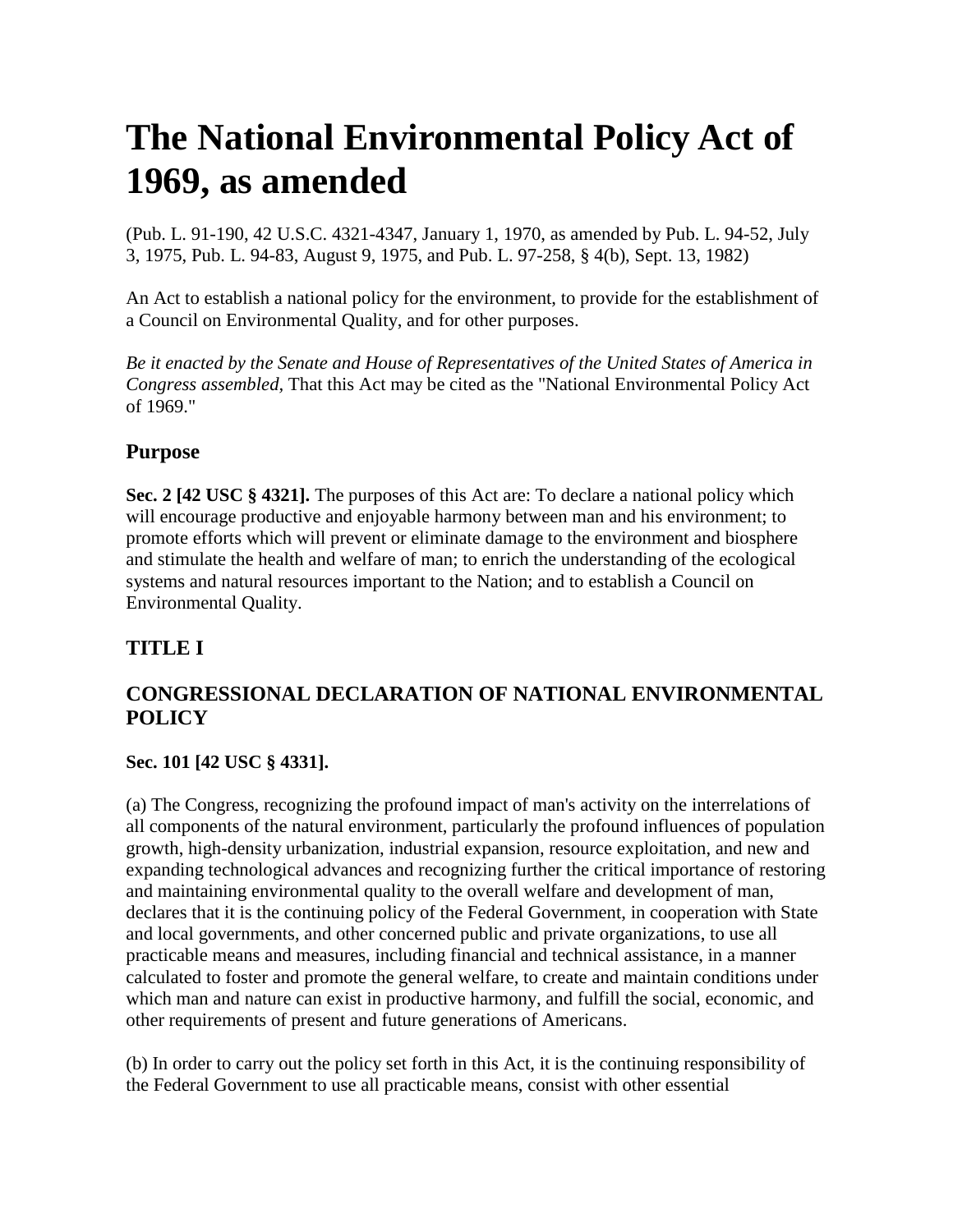# The National Environmental Policy Act of 1969, as amended

(Pub. L. 91-190, 42 U.S.C. 4321-4347, January 1, 1970, as amended by Pub. L. 94-52, July 3, 1975, Pub. L. 94-83, August 9, 1975, and Pub. L. 97-258, § 4(b), Sept. 13, 1982)

An Act to establish a national policy for the environment, to provide for the establishment of a Council on Environmental Quality, and for other purposes.

*Be it enacted by the Senate and House of Representatives of the United States of America in Congress assembled,* That this Act may be cited as the "National Environmental Policy Act of 1969."

## Purpose

**Sec. 2 [42 USC § 4321].** The purposes of this Act are: To declare a national policy which will encourage productive and enjoyable harmony between man and his environment; to promote efforts which will prevent or eliminate damage to the environment and biosphere and stimulate the health and welfare of man; to enrich the understanding of the ecological systems and natural resources important to the Nation; and to establish a Council on Environmental Quality.

## TITLE I

## CONGRESSIONAL DECLARATION OF NATIONAL ENVIRONMENTAL POLICY

**Sec. 101 [42 USC § 4331].**

(a) The Congress, recognizing the profound impact of man's activity on the interrelations of all components of the natural environment, particularly the profound influences of population growth, high-density urbanization, industrial expansion, resource exploitation, and new and expanding technological advances and recognizing further the critical importance of restoring and maintaining environmental quality to the overall welfare and development of man, declares that it is the continuing policy of the Federal Government, in cooperation with State and local governments, and other concerned public and private organizations, to use all practicable means and measures, including financial and technical assistance, in a manner calculated to foster and promote the general welfare, to create and maintain conditions under which man and nature can exist in productive harmony, and fulfill the social, economic, and other requirements of present and future generations of Americans.

(b) In order to carry out the policy set forth in this Act, it is the continuing responsibility of the Federal Government to use all practicable means, consist with other essential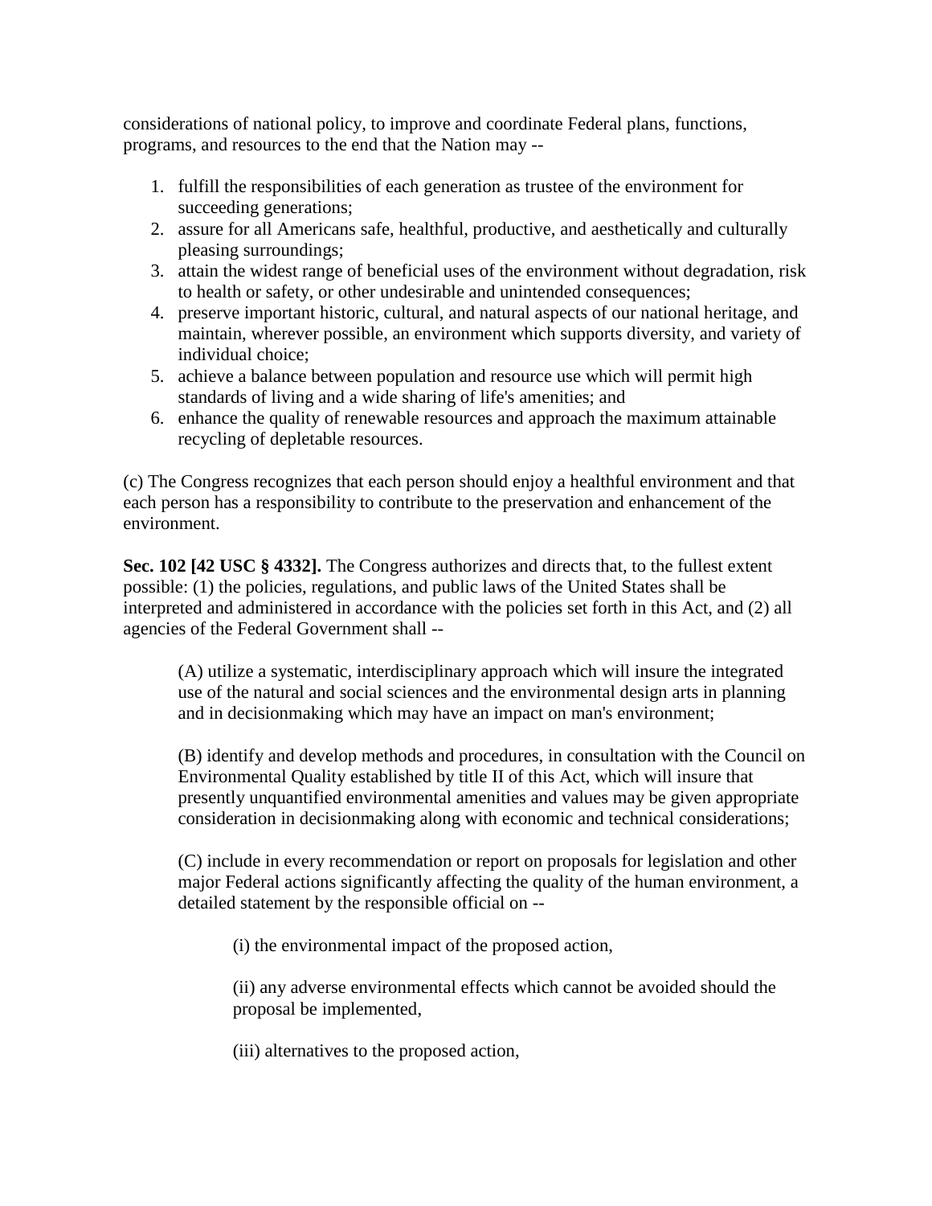considerations of national policy, to improve and coordinate Federal plans, functions, programs, and resources to the end that the Nation may --

1. fulfill the responsibilities of each generation as trustee of the environment for succeeding generations;
2. assure for all Americans safe, healthful, productive, and aesthetically and culturally pleasing surroundings;
3. attain the widest range of beneficial uses of the environment without degradation, risk to health or safety, or other undesirable and unintended consequences;
4. preserve important historic, cultural, and natural aspects of our national heritage, and maintain, wherever possible, an environment which supports diversity, and variety of individual choice;
5. achieve a balance between population and resource use which will permit high standards of living and a wide sharing of life's amenities; and
6. enhance the quality of renewable resources and approach the maximum attainable recycling of depletable resources.

(c) The Congress recognizes that each person should enjoy a healthful environment and that each person has a responsibility to contribute to the preservation and enhancement of the environment.

**Sec. 102 [42 USC § 4332].** The Congress authorizes and directs that, to the fullest extent possible: (1) the policies, regulations, and public laws of the United States shall be interpreted and administered in accordance with the policies set forth in this Act, and (2) all agencies of the Federal Government shall --

> (A) utilize a systematic, interdisciplinary approach which will insure the integrated use of the natural and social sciences and the environmental design arts in planning and in decisionmaking which may have an impact on man's environment;
>
> (B) identify and develop methods and procedures, in consultation with the Council on Environmental Quality established by title II of this Act, which will insure that presently unquantified environmental amenities and values may be given appropriate consideration in decisionmaking along with economic and technical considerations;
>
> (C) include in every recommendation or report on proposals for legislation and other major Federal actions significantly affecting the quality of the human environment, a detailed statement by the responsible official on --
>
> > (i) the environmental impact of the proposed action,
> >
> > (ii) any adverse environmental effects which cannot be avoided should the proposal be implemented,
> >
> > (iii) alternatives to the proposed action,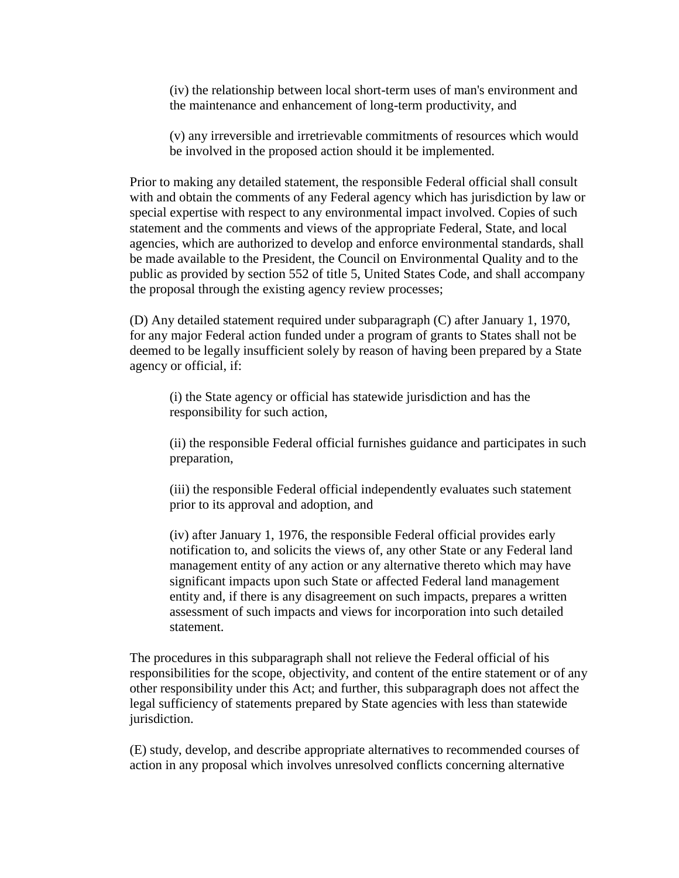(iv) the relationship between local short-term uses of man's environment and the maintenance and enhancement of long-term productivity, and

(v) any irreversible and irretrievable commitments of resources which would be involved in the proposed action should it be implemented.

Prior to making any detailed statement, the responsible Federal official shall consult with and obtain the comments of any Federal agency which has jurisdiction by law or special expertise with respect to any environmental impact involved. Copies of such statement and the comments and views of the appropriate Federal, State, and local agencies, which are authorized to develop and enforce environmental standards, shall be made available to the President, the Council on Environmental Quality and to the public as provided by section 552 of title 5, United States Code, and shall accompany the proposal through the existing agency review processes;

(D) Any detailed statement required under subparagraph (C) after January 1, 1970, for any major Federal action funded under a program of grants to States shall not be deemed to be legally insufficient solely by reason of having been prepared by a State agency or official, if:

(i) the State agency or official has statewide jurisdiction and has the responsibility for such action,

(ii) the responsible Federal official furnishes guidance and participates in such preparation,

(iii) the responsible Federal official independently evaluates such statement prior to its approval and adoption, and

(iv) after January 1, 1976, the responsible Federal official provides early notification to, and solicits the views of, any other State or any Federal land management entity of any action or any alternative thereto which may have significant impacts upon such State or affected Federal land management entity and, if there is any disagreement on such impacts, prepares a written assessment of such impacts and views for incorporation into such detailed statement.

The procedures in this subparagraph shall not relieve the Federal official of his responsibilities for the scope, objectivity, and content of the entire statement or of any other responsibility under this Act; and further, this subparagraph does not affect the legal sufficiency of statements prepared by State agencies with less than statewide jurisdiction.

(E) study, develop, and describe appropriate alternatives to recommended courses of action in any proposal which involves unresolved conflicts concerning alternative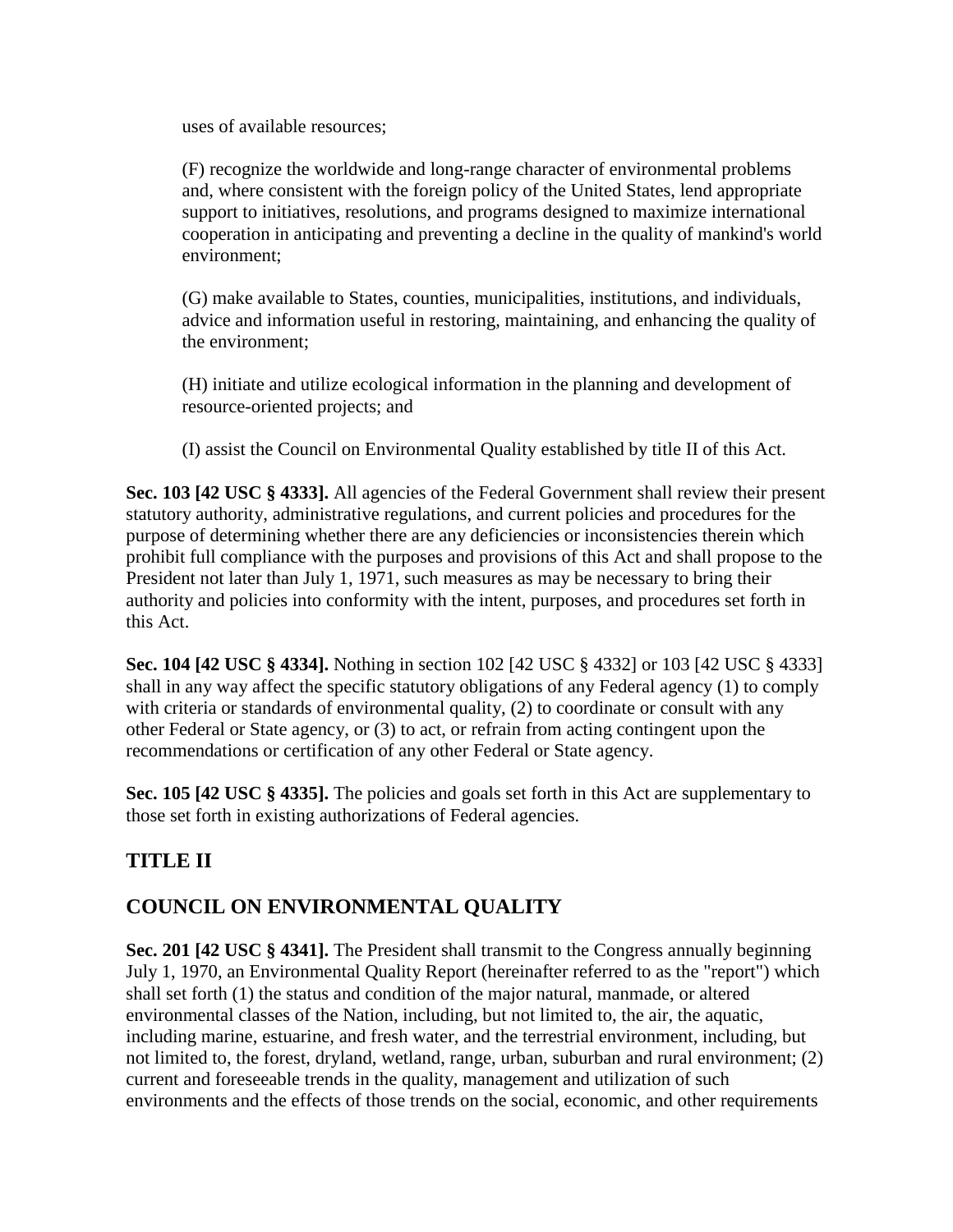uses of available resources;

(F) recognize the worldwide and long-range character of environmental problems and, where consistent with the foreign policy of the United States, lend appropriate support to initiatives, resolutions, and programs designed to maximize international cooperation in anticipating and preventing a decline in the quality of mankind's world environment;

(G) make available to States, counties, municipalities, institutions, and individuals, advice and information useful in restoring, maintaining, and enhancing the quality of the environment;

(H) initiate and utilize ecological information in the planning and development of resource-oriented projects; and

(I) assist the Council on Environmental Quality established by title II of this Act.

**Sec. 103 [42 USC § 4333].** All agencies of the Federal Government shall review their present statutory authority, administrative regulations, and current policies and procedures for the purpose of determining whether there are any deficiencies or inconsistencies therein which prohibit full compliance with the purposes and provisions of this Act and shall propose to the President not later than July 1, 1971, such measures as may be necessary to bring their authority and policies into conformity with the intent, purposes, and procedures set forth in this Act.

**Sec. 104 [42 USC § 4334].** Nothing in section 102 [42 USC § 4332] or 103 [42 USC § 4333] shall in any way affect the specific statutory obligations of any Federal agency (1) to comply with criteria or standards of environmental quality, (2) to coordinate or consult with any other Federal or State agency, or (3) to act, or refrain from acting contingent upon the recommendations or certification of any other Federal or State agency.

**Sec. 105 [42 USC § 4335].** The policies and goals set forth in this Act are supplementary to those set forth in existing authorizations of Federal agencies.

## TITLE II

## COUNCIL ON ENVIRONMENTAL QUALITY

**Sec. 201 [42 USC § 4341].** The President shall transmit to the Congress annually beginning July 1, 1970, an Environmental Quality Report (hereinafter referred to as the "report") which shall set forth (1) the status and condition of the major natural, manmade, or altered environmental classes of the Nation, including, but not limited to, the air, the aquatic, including marine, estuarine, and fresh water, and the terrestrial environment, including, but not limited to, the forest, dryland, wetland, range, urban, suburban and rural environment; (2) current and foreseeable trends in the quality, management and utilization of such environments and the effects of those trends on the social, economic, and other requirements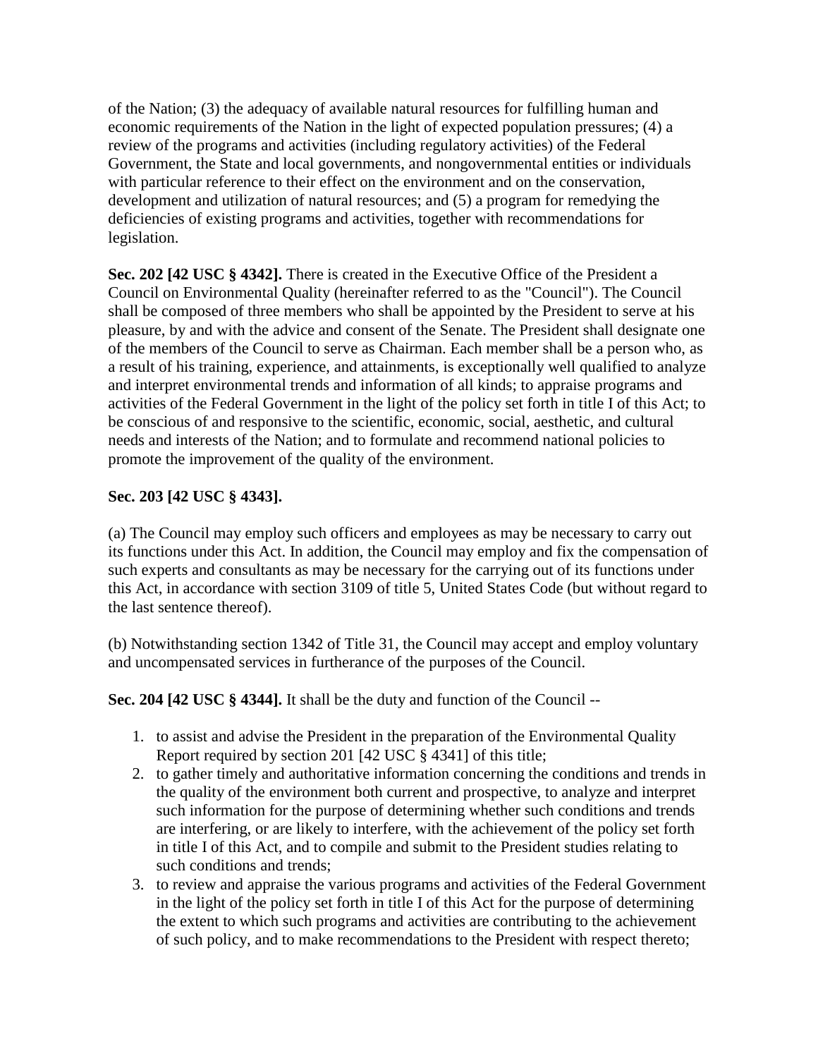of the Nation; (3) the adequacy of available natural resources for fulfilling human and economic requirements of the Nation in the light of expected population pressures; (4) a review of the programs and activities (including regulatory activities) of the Federal Government, the State and local governments, and nongovernmental entities or individuals with particular reference to their effect on the environment and on the conservation, development and utilization of natural resources; and (5) a program for remedying the deficiencies of existing programs and activities, together with recommendations for legislation.

**Sec. 202 [42 USC § 4342].** There is created in the Executive Office of the President a Council on Environmental Quality (hereinafter referred to as the "Council"). The Council shall be composed of three members who shall be appointed by the President to serve at his pleasure, by and with the advice and consent of the Senate. The President shall designate one of the members of the Council to serve as Chairman. Each member shall be a person who, as a result of his training, experience, and attainments, is exceptionally well qualified to analyze and interpret environmental trends and information of all kinds; to appraise programs and activities of the Federal Government in the light of the policy set forth in title I of this Act; to be conscious of and responsive to the scientific, economic, social, aesthetic, and cultural needs and interests of the Nation; and to formulate and recommend national policies to promote the improvement of the quality of the environment.

**Sec. 203 [42 USC § 4343].**

(a) The Council may employ such officers and employees as may be necessary to carry out its functions under this Act. In addition, the Council may employ and fix the compensation of such experts and consultants as may be necessary for the carrying out of its functions under this Act, in accordance with section 3109 of title 5, United States Code (but without regard to the last sentence thereof).

(b) Notwithstanding section 1342 of Title 31, the Council may accept and employ voluntary and uncompensated services in furtherance of the purposes of the Council.

**Sec. 204 [42 USC § 4344].** It shall be the duty and function of the Council --

1. to assist and advise the President in the preparation of the Environmental Quality Report required by section 201 [42 USC § 4341] of this title;
2. to gather timely and authoritative information concerning the conditions and trends in the quality of the environment both current and prospective, to analyze and interpret such information for the purpose of determining whether such conditions and trends are interfering, or are likely to interfere, with the achievement of the policy set forth in title I of this Act, and to compile and submit to the President studies relating to such conditions and trends;
3. to review and appraise the various programs and activities of the Federal Government in the light of the policy set forth in title I of this Act for the purpose of determining the extent to which such programs and activities are contributing to the achievement of such policy, and to make recommendations to the President with respect thereto;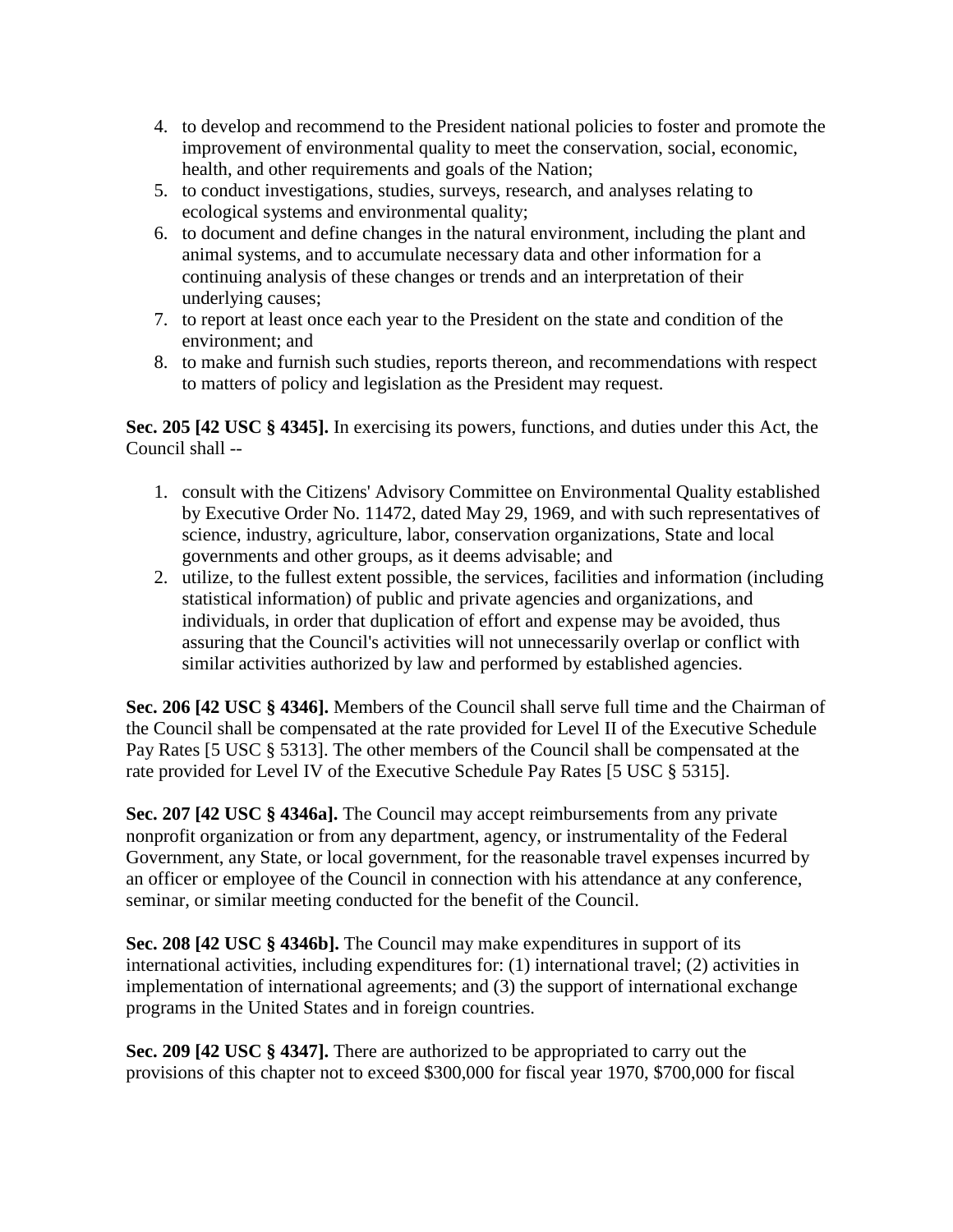4. to develop and recommend to the President national policies to foster and promote the improvement of environmental quality to meet the conservation, social, economic, health, and other requirements and goals of the Nation;
5. to conduct investigations, studies, surveys, research, and analyses relating to ecological systems and environmental quality;
6. to document and define changes in the natural environment, including the plant and animal systems, and to accumulate necessary data and other information for a continuing analysis of these changes or trends and an interpretation of their underlying causes;
7. to report at least once each year to the President on the state and condition of the environment; and
8. to make and furnish such studies, reports thereon, and recommendations with respect to matters of policy and legislation as the President may request.

**Sec. 205 [42 USC § 4345].** In exercising its powers, functions, and duties under this Act, the Council shall --

1. consult with the Citizens' Advisory Committee on Environmental Quality established by Executive Order No. 11472, dated May 29, 1969, and with such representatives of science, industry, agriculture, labor, conservation organizations, State and local governments and other groups, as it deems advisable; and
2. utilize, to the fullest extent possible, the services, facilities and information (including statistical information) of public and private agencies and organizations, and individuals, in order that duplication of effort and expense may be avoided, thus assuring that the Council's activities will not unnecessarily overlap or conflict with similar activities authorized by law and performed by established agencies.

**Sec. 206 [42 USC § 4346].** Members of the Council shall serve full time and the Chairman of the Council shall be compensated at the rate provided for Level II of the Executive Schedule Pay Rates [5 USC § 5313]. The other members of the Council shall be compensated at the rate provided for Level IV of the Executive Schedule Pay Rates [5 USC § 5315].

**Sec. 207 [42 USC § 4346a].** The Council may accept reimbursements from any private nonprofit organization or from any department, agency, or instrumentality of the Federal Government, any State, or local government, for the reasonable travel expenses incurred by an officer or employee of the Council in connection with his attendance at any conference, seminar, or similar meeting conducted for the benefit of the Council.

**Sec. 208 [42 USC § 4346b].** The Council may make expenditures in support of its international activities, including expenditures for: (1) international travel; (2) activities in implementation of international agreements; and (3) the support of international exchange programs in the United States and in foreign countries.

**Sec. 209 [42 USC § 4347].** There are authorized to be appropriated to carry out the provisions of this chapter not to exceed $300,000 for fiscal year 1970, $700,000 for fiscal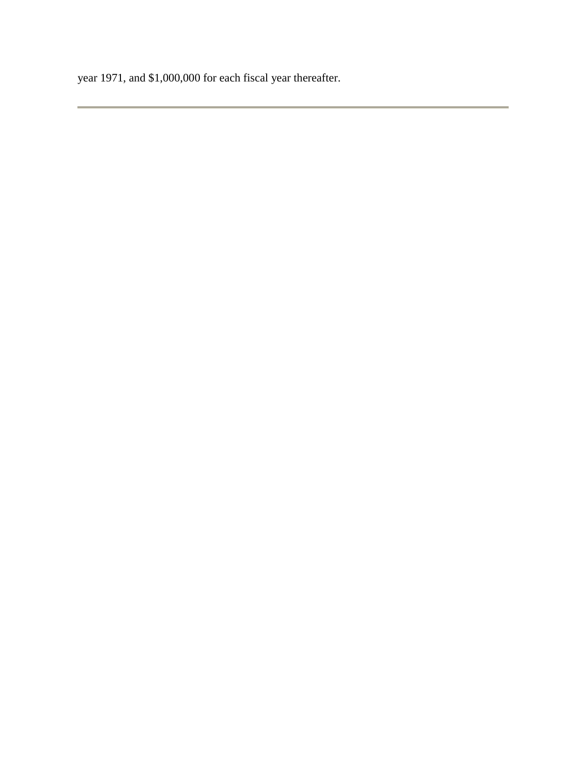year 1971, and $1,000,000 for each fiscal year thereafter.

---